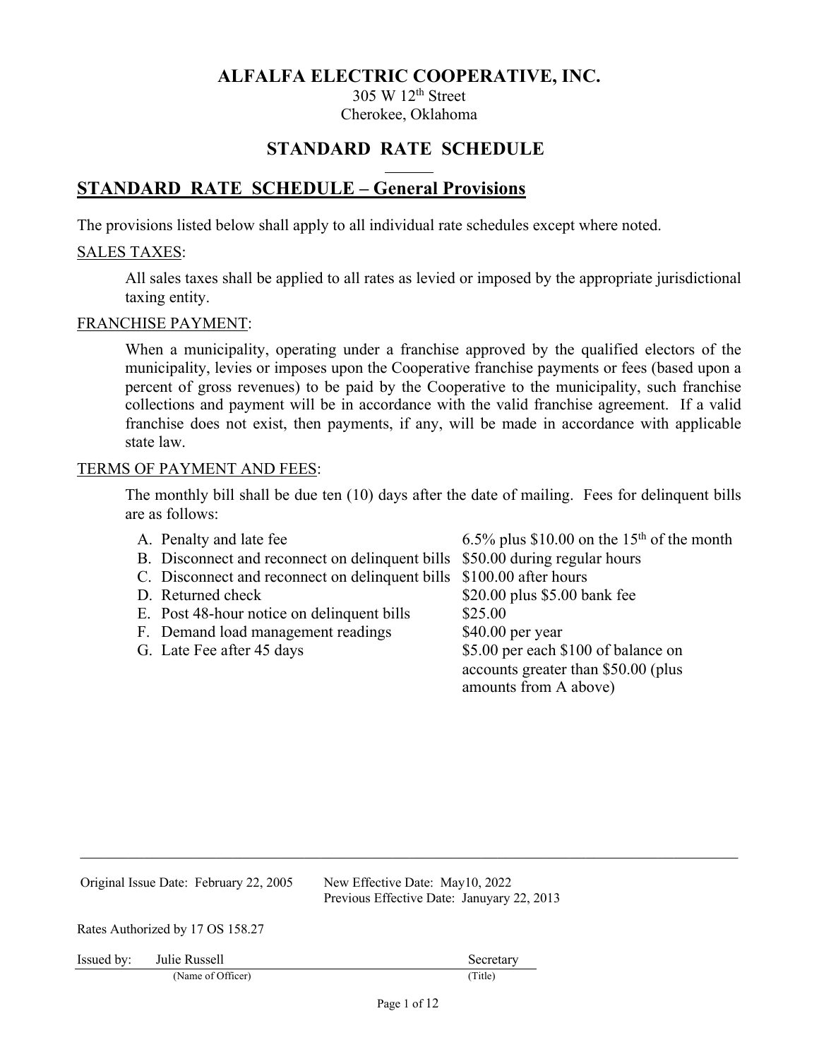# ALFALFA ELECTRIC COOPERATIVE, INC.

305 W 12th Street
Cherokee, Oklahoma

## STANDARD RATE SCHEDULE

## STANDARD RATE SCHEDULE – General Provisions

The provisions listed below shall apply to all individual rate schedules except where noted.

SALES TAXES:

All sales taxes shall be applied to all rates as levied or imposed by the appropriate jurisdictional taxing entity.

FRANCHISE PAYMENT:

When a municipality, operating under a franchise approved by the qualified electors of the municipality, levies or imposes upon the Cooperative franchise payments or fees (based upon a percent of gross revenues) to be paid by the Cooperative to the municipality, such franchise collections and payment will be in accordance with the valid franchise agreement. If a valid franchise does not exist, then payments, if any, will be made in accordance with applicable state law.

TERMS OF PAYMENT AND FEES:

The monthly bill shall be due ten (10) days after the date of mailing. Fees for delinquent bills are as follows:

| | |
|---|---|
| A. Penalty and late fee | 6.5% plus $10.00 on the 15th of the month |
| B. Disconnect and reconnect on delinquent bills | $50.00 during regular hours |
| C. Disconnect and reconnect on delinquent bills | $100.00 after hours |
| D. Returned check | $20.00 plus $5.00 bank fee |
| E. Post 48-hour notice on delinquent bills | $25.00 |
| F. Demand load management readings | $40.00 per year |
| G. Late Fee after 45 days | $5.00 per each $100 of balance on accounts greater than $50.00 (plus amounts from A above) |

Original Issue Date: February 22, 2005 New Effective Date: May10, 2022
Previous Effective Date: Januyary 22, 2013

Rates Authorized by 17 OS 158.27

Issued by: Julie Russell (Name of Officer) Secretary (Title)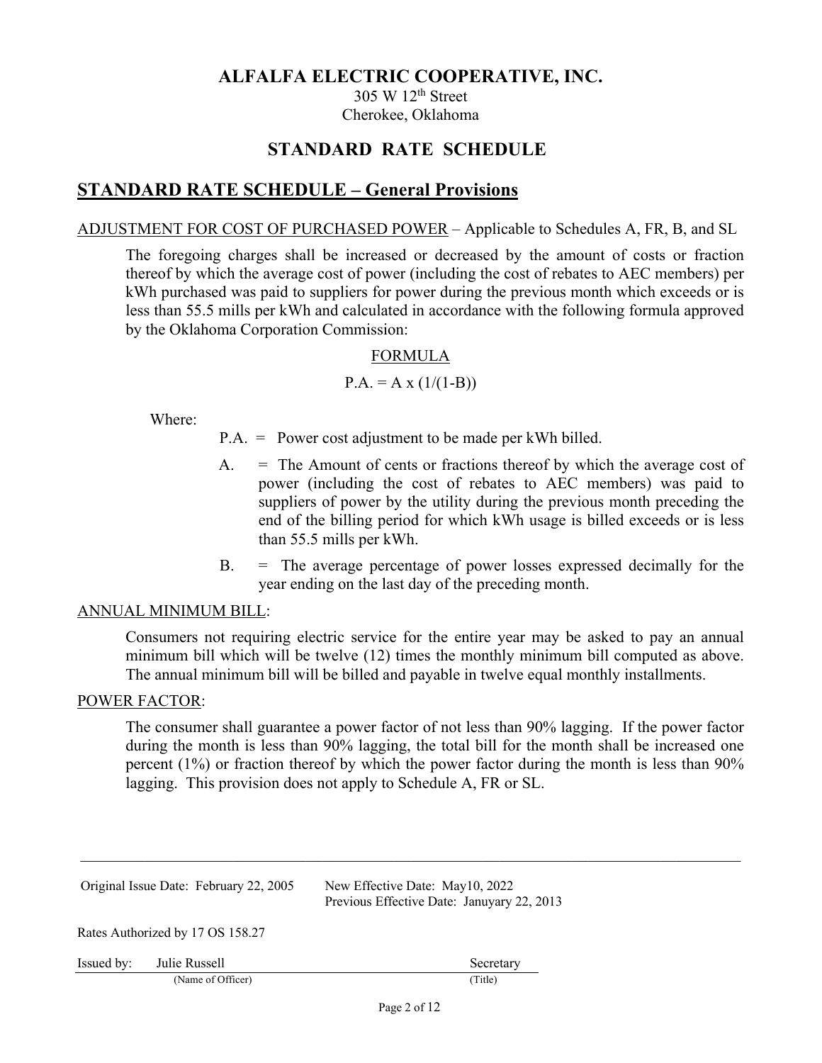# ALFALFA ELECTRIC COOPERATIVE, INC.

305 W 12th Street
Cherokee, Oklahoma

## STANDARD RATE SCHEDULE

## STANDARD RATE SCHEDULE – General Provisions

ADJUSTMENT FOR COST OF PURCHASED POWER – Applicable to Schedules A, FR, B, and SL

The foregoing charges shall be increased or decreased by the amount of costs or fraction thereof by which the average cost of power (including the cost of rebates to AEC members) per kWh purchased was paid to suppliers for power during the previous month which exceeds or is less than 55.5 mills per kWh and calculated in accordance with the following formula approved by the Oklahoma Corporation Commission:

FORMULA

$$P.A. = A \times (1/(1-B))$$

Where:

- P.A. = Power cost adjustment to be made per kWh billed.
- A. = The Amount of cents or fractions thereof by which the average cost of power (including the cost of rebates to AEC members) was paid to suppliers of power by the utility during the previous month preceding the end of the billing period for which kWh usage is billed exceeds or is less than 55.5 mills per kWh.
- B. = The average percentage of power losses expressed decimally for the year ending on the last day of the preceding month.

ANNUAL MINIMUM BILL:

Consumers not requiring electric service for the entire year may be asked to pay an annual minimum bill which will be twelve (12) times the monthly minimum bill computed as above. The annual minimum bill will be billed and payable in twelve equal monthly installments.

POWER FACTOR:

The consumer shall guarantee a power factor of not less than 90% lagging. If the power factor during the month is less than 90% lagging, the total bill for the month shall be increased one percent (1%) or fraction thereof by which the power factor during the month is less than 90% lagging. This provision does not apply to Schedule A, FR or SL.

---

Original Issue Date: February 22, 2005

New Effective Date: May10, 2022
Previous Effective Date: Januyary 22, 2013

Rates Authorized by 17 OS 158.27

Issued by: Julie Russell (Name of Officer) — Secretary (Title)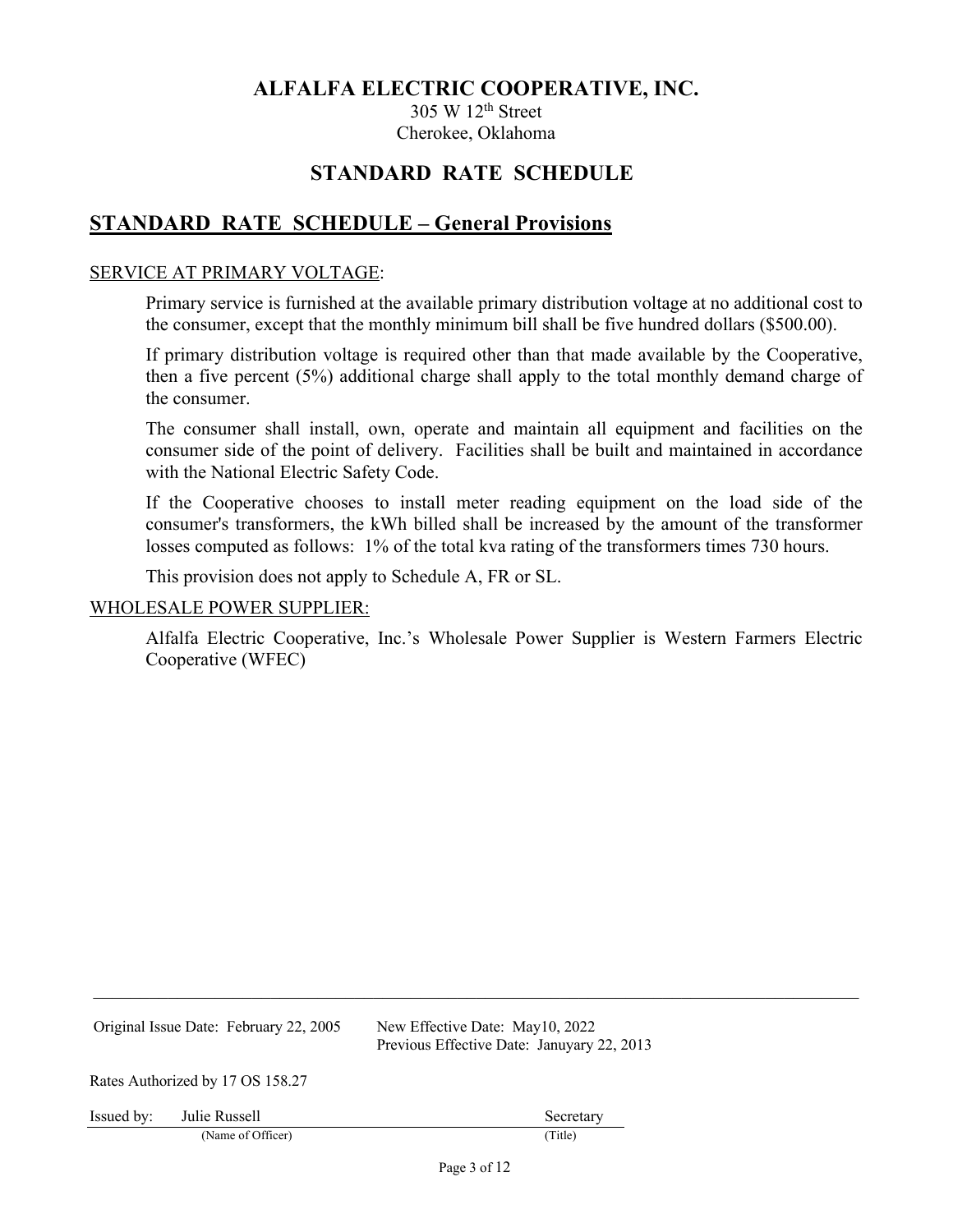# ALFALFA ELECTRIC COOPERATIVE, INC.

305 W 12th Street
Cherokee, Oklahoma

## STANDARD RATE SCHEDULE

## STANDARD RATE SCHEDULE – General Provisions

SERVICE AT PRIMARY VOLTAGE:

Primary service is furnished at the available primary distribution voltage at no additional cost to the consumer, except that the monthly minimum bill shall be five hundred dollars ($500.00).

If primary distribution voltage is required other than that made available by the Cooperative, then a five percent (5%) additional charge shall apply to the total monthly demand charge of the consumer.

The consumer shall install, own, operate and maintain all equipment and facilities on the consumer side of the point of delivery. Facilities shall be built and maintained in accordance with the National Electric Safety Code.

If the Cooperative chooses to install meter reading equipment on the load side of the consumer's transformers, the kWh billed shall be increased by the amount of the transformer losses computed as follows: 1% of the total kva rating of the transformers times 730 hours.

This provision does not apply to Schedule A, FR or SL.

WHOLESALE POWER SUPPLIER:

Alfalfa Electric Cooperative, Inc.'s Wholesale Power Supplier is Western Farmers Electric Cooperative (WFEC)

---

Original Issue Date: February 22, 2005 New Effective Date: May10, 2022
Previous Effective Date: Januyary 22, 2013

Rates Authorized by 17 OS 158.27

Issued by: Julie Russell (Name of Officer) Secretary (Title)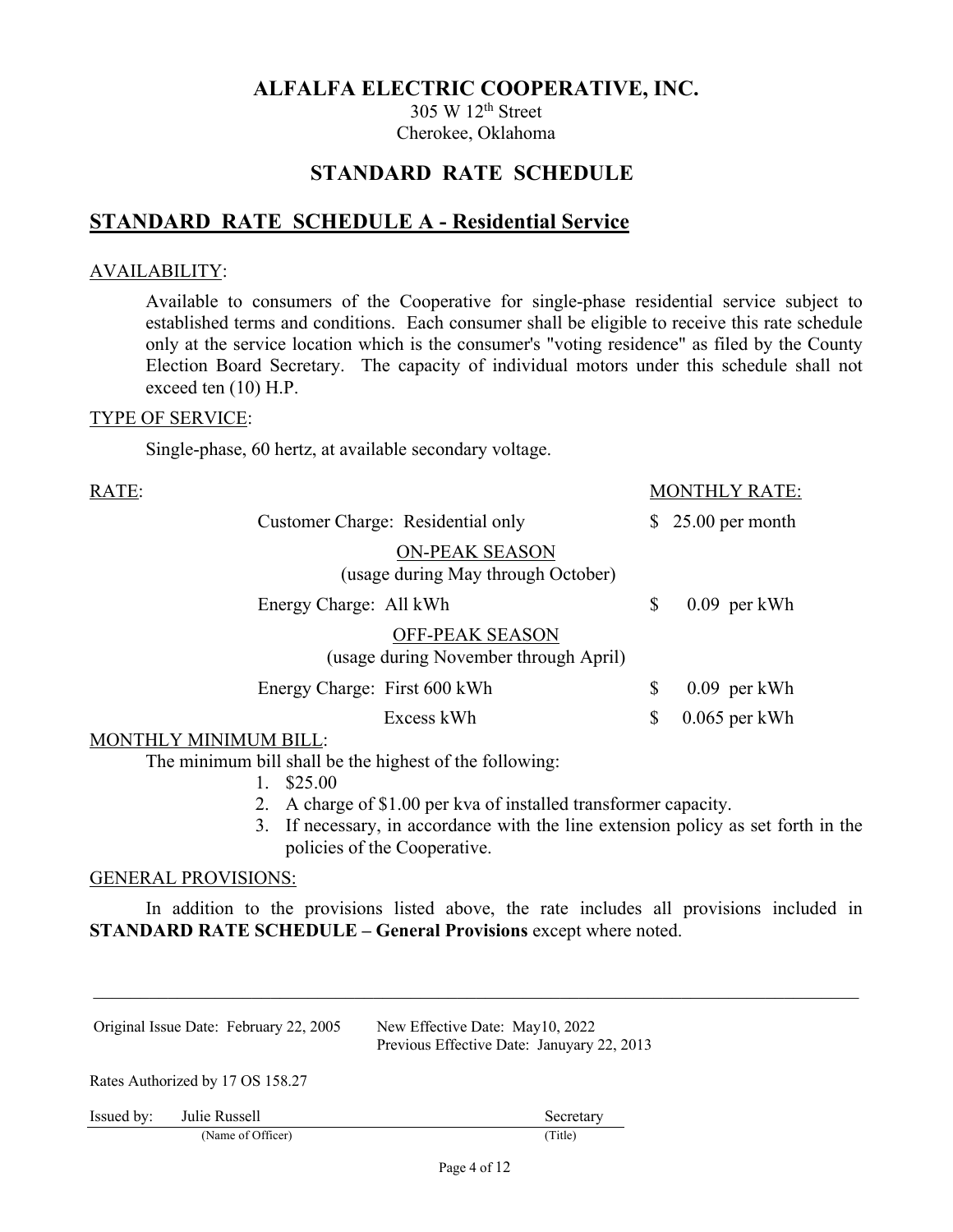# ALFALFA ELECTRIC COOPERATIVE, INC.

305 W 12th Street
Cherokee, Oklahoma

## STANDARD RATE SCHEDULE

## STANDARD RATE SCHEDULE A - Residential Service

AVAILABILITY:

Available to consumers of the Cooperative for single-phase residential service subject to established terms and conditions. Each consumer shall be eligible to receive this rate schedule only at the service location which is the consumer's "voting residence" as filed by the County Election Board Secretary. The capacity of individual motors under this schedule shall not exceed ten (10) H.P.

TYPE OF SERVICE:

Single-phase, 60 hertz, at available secondary voltage.

RATE:

| | MONTHLY RATE: |
|---|---|
| Customer Charge: Residential only | $ 25.00 per month |
| **ON-PEAK SEASON** (usage during May through October) | |
| Energy Charge: All kWh | $ 0.09 per kWh |
| **OFF-PEAK SEASON** (usage during November through April) | |
| Energy Charge: First 600 kWh | $ 0.09 per kWh |
| Excess kWh | $ 0.065 per kWh |

MONTHLY MINIMUM BILL:

The minimum bill shall be the highest of the following:

1. $25.00
2. A charge of $1.00 per kva of installed transformer capacity.
3. If necessary, in accordance with the line extension policy as set forth in the policies of the Cooperative.

GENERAL PROVISIONS:

In addition to the provisions listed above, the rate includes all provisions included in **STANDARD RATE SCHEDULE – General Provisions** except where noted.

---

Original Issue Date: February 22, 2005 New Effective Date: May10, 2022
Previous Effective Date: Januyary 22, 2013

Rates Authorized by 17 OS 158.27

Issued by: Julie Russell (Name of Officer) Secretary (Title)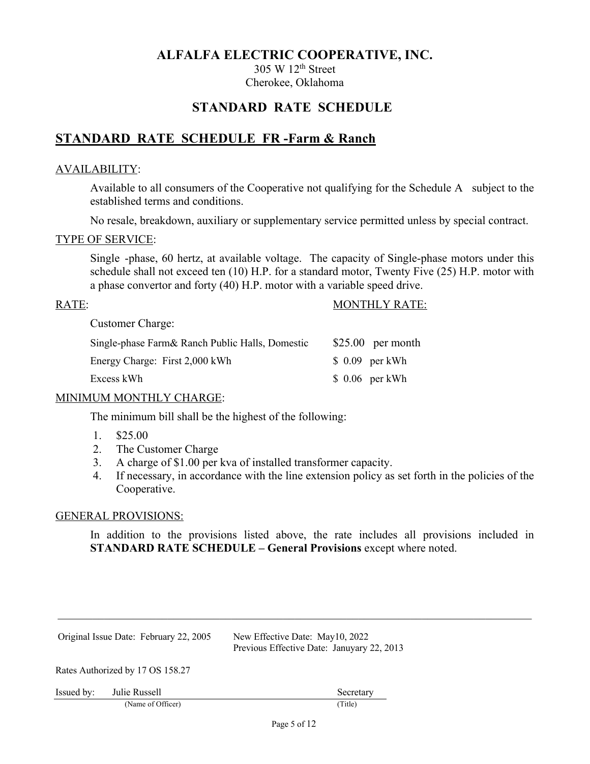# ALFALFA ELECTRIC COOPERATIVE, INC.

305 W 12th Street
Cherokee, Oklahoma

## STANDARD RATE SCHEDULE

## STANDARD RATE SCHEDULE FR -Farm & Ranch

AVAILABILITY:

Available to all consumers of the Cooperative not qualifying for the Schedule A subject to the established terms and conditions.

No resale, breakdown, auxiliary or supplementary service permitted unless by special contract.

TYPE OF SERVICE:

Single -phase, 60 hertz, at available voltage. The capacity of Single-phase motors under this schedule shall not exceed ten (10) H.P. for a standard motor, Twenty Five (25) H.P. motor with a phase convertor and forty (40) H.P. motor with a variable speed drive.

| RATE: | MONTHLY RATE: |
|---|---|
| Customer Charge: | |
| Single-phase Farm& Ranch Public Halls, Domestic | $25.00 per month |
| Energy Charge: First 2,000 kWh | $ 0.09 per kWh |
| Excess kWh | $ 0.06 per kWh |

MINIMUM MONTHLY CHARGE:

The minimum bill shall be the highest of the following:

1. $25.00
2. The Customer Charge
3. A charge of $1.00 per kva of installed transformer capacity.
4. If necessary, in accordance with the line extension policy as set forth in the policies of the Cooperative.

GENERAL PROVISIONS:

In addition to the provisions listed above, the rate includes all provisions included in **STANDARD RATE SCHEDULE – General Provisions** except where noted.

Original Issue Date: February 22, 2005

New Effective Date: May10, 2022
Previous Effective Date: Januyary 22, 2013

Rates Authorized by 17 OS 158.27

Issued by: Julie Russell (Name of Officer) — Secretary (Title)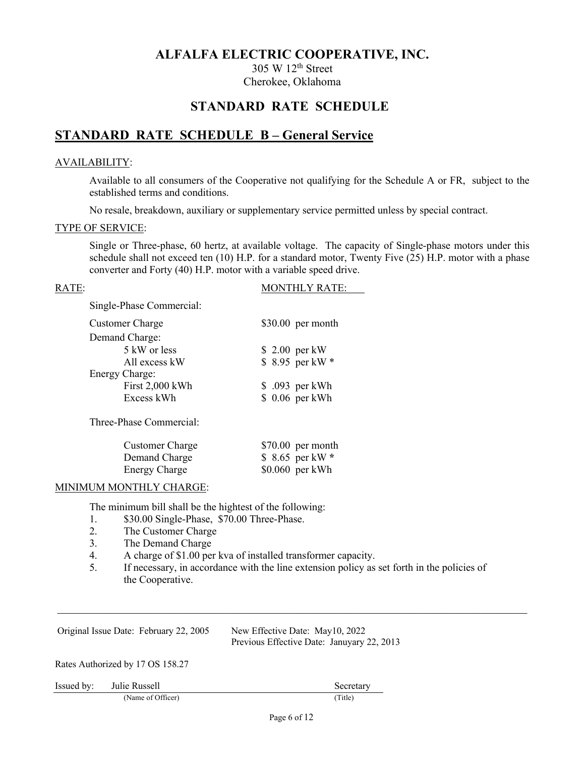# ALFALFA ELECTRIC COOPERATIVE, INC.

305 W 12th Street
Cherokee, Oklahoma

## STANDARD RATE SCHEDULE

## STANDARD RATE SCHEDULE B – General Service

AVAILABILITY:

Available to all consumers of the Cooperative not qualifying for the Schedule A or FR, subject to the established terms and conditions.

No resale, breakdown, auxiliary or supplementary service permitted unless by special contract.

TYPE OF SERVICE:

Single or Three-phase, 60 hertz, at available voltage. The capacity of Single-phase motors under this schedule shall not exceed ten (10) H.P. for a standard motor, Twenty Five (25) H.P. motor with a phase converter and Forty (40) H.P. motor with a variable speed drive.

RATE:

| | MONTHLY RATE: |
|---|---|
| **Single-Phase Commercial:** | |
| Customer Charge | $30.00 per month |
| Demand Charge: | |
| 5 kW or less | $ 2.00 per kW |
| All excess kW | $ 8.95 per kW * |
| Energy Charge: | |
| First 2,000 kWh | $ .093 per kWh |
| Excess kWh | $ 0.06 per kWh |
| **Three-Phase Commercial:** | |
| Customer Charge | $70.00 per month |
| Demand Charge | $ 8.65 per kW * |
| Energy Charge | $0.060 per kWh |

MINIMUM MONTHLY CHARGE:

The minimum bill shall be the hightest of the following:

1. $30.00 Single-Phase, $70.00 Three-Phase.
2. The Customer Charge
3. The Demand Charge
4. A charge of $1.00 per kva of installed transformer capacity.
5. If necessary, in accordance with the line extension policy as set forth in the policies of the Cooperative.

---

Original Issue Date: February 22, 2005 New Effective Date: May10, 2022
Previous Effective Date: Januyary 22, 2013

Rates Authorized by 17 OS 158.27

Issued by: Julie Russell (Name of Officer) Secretary (Title)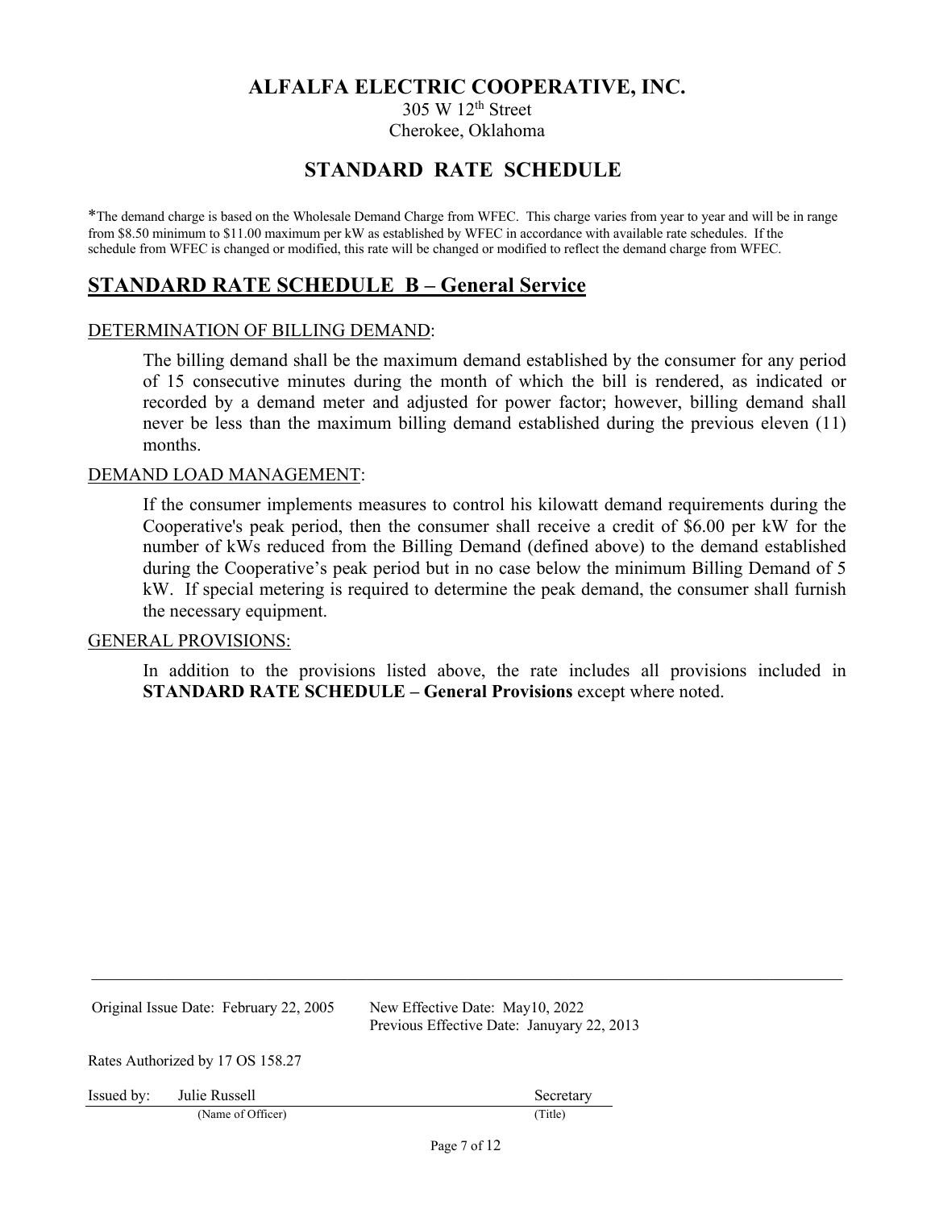# ALFALFA ELECTRIC COOPERATIVE, INC.

305 W 12th Street
Cherokee, Oklahoma

## STANDARD RATE SCHEDULE

*The demand charge is based on the Wholesale Demand Charge from WFEC. This charge varies from year to year and will be in range from $8.50 minimum to $11.00 maximum per kW as established by WFEC in accordance with available rate schedules. If the schedule from WFEC is changed or modified, this rate will be changed or modified to reflect the demand charge from WFEC.

## STANDARD RATE SCHEDULE B – General Service

DETERMINATION OF BILLING DEMAND:

The billing demand shall be the maximum demand established by the consumer for any period of 15 consecutive minutes during the month of which the bill is rendered, as indicated or recorded by a demand meter and adjusted for power factor; however, billing demand shall never be less than the maximum billing demand established during the previous eleven (11) months.

DEMAND LOAD MANAGEMENT:

If the consumer implements measures to control his kilowatt demand requirements during the Cooperative's peak period, then the consumer shall receive a credit of $6.00 per kW for the number of kWs reduced from the Billing Demand (defined above) to the demand established during the Cooperative's peak period but in no case below the minimum Billing Demand of 5 kW. If special metering is required to determine the peak demand, the consumer shall furnish the necessary equipment.

GENERAL PROVISIONS:

In addition to the provisions listed above, the rate includes all provisions included in **STANDARD RATE SCHEDULE – General Provisions** except where noted.

---

Original Issue Date: February 22, 2005    New Effective Date: May10, 2022
Previous Effective Date: Januyary 22, 2013

Rates Authorized by 17 OS 158.27

Issued by: Julie Russell (Name of Officer)    Secretary (Title)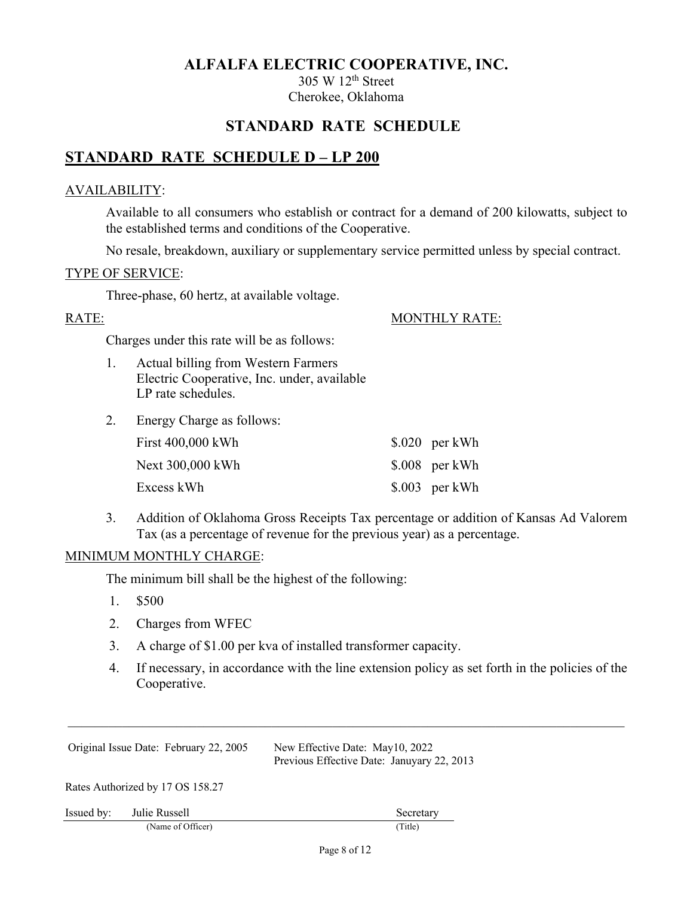# ALFALFA ELECTRIC COOPERATIVE, INC.

305 W 12th Street
Cherokee, Oklahoma

## STANDARD RATE SCHEDULE

## STANDARD RATE SCHEDULE D – LP 200

AVAILABILITY:

Available to all consumers who establish or contract for a demand of 200 kilowatts, subject to the established terms and conditions of the Cooperative.

No resale, breakdown, auxiliary or supplementary service permitted unless by special contract.

TYPE OF SERVICE:

Three-phase, 60 hertz, at available voltage.

RATE: MONTHLY RATE:

Charges under this rate will be as follows:

1. Actual billing from Western Farmers Electric Cooperative, Inc. under, available LP rate schedules.
2. Energy Charge as follows:

| | |
|---|---|
| First 400,000 kWh | $.020 per kWh |
| Next 300,000 kWh | $.008 per kWh |
| Excess kWh | $.003 per kWh |

3. Addition of Oklahoma Gross Receipts Tax percentage or addition of Kansas Ad Valorem Tax (as a percentage of revenue for the previous year) as a percentage.

MINIMUM MONTHLY CHARGE:

The minimum bill shall be the highest of the following:

1. $500
2. Charges from WFEC
3. A charge of $1.00 per kva of installed transformer capacity.
4. If necessary, in accordance with the line extension policy as set forth in the policies of the Cooperative.

---

Original Issue Date: February 22, 2005 New Effective Date: May10, 2022
Previous Effective Date: Januyary 22, 2013

Rates Authorized by 17 OS 158.27

Issued by: Julie Russell (Name of Officer) Secretary (Title)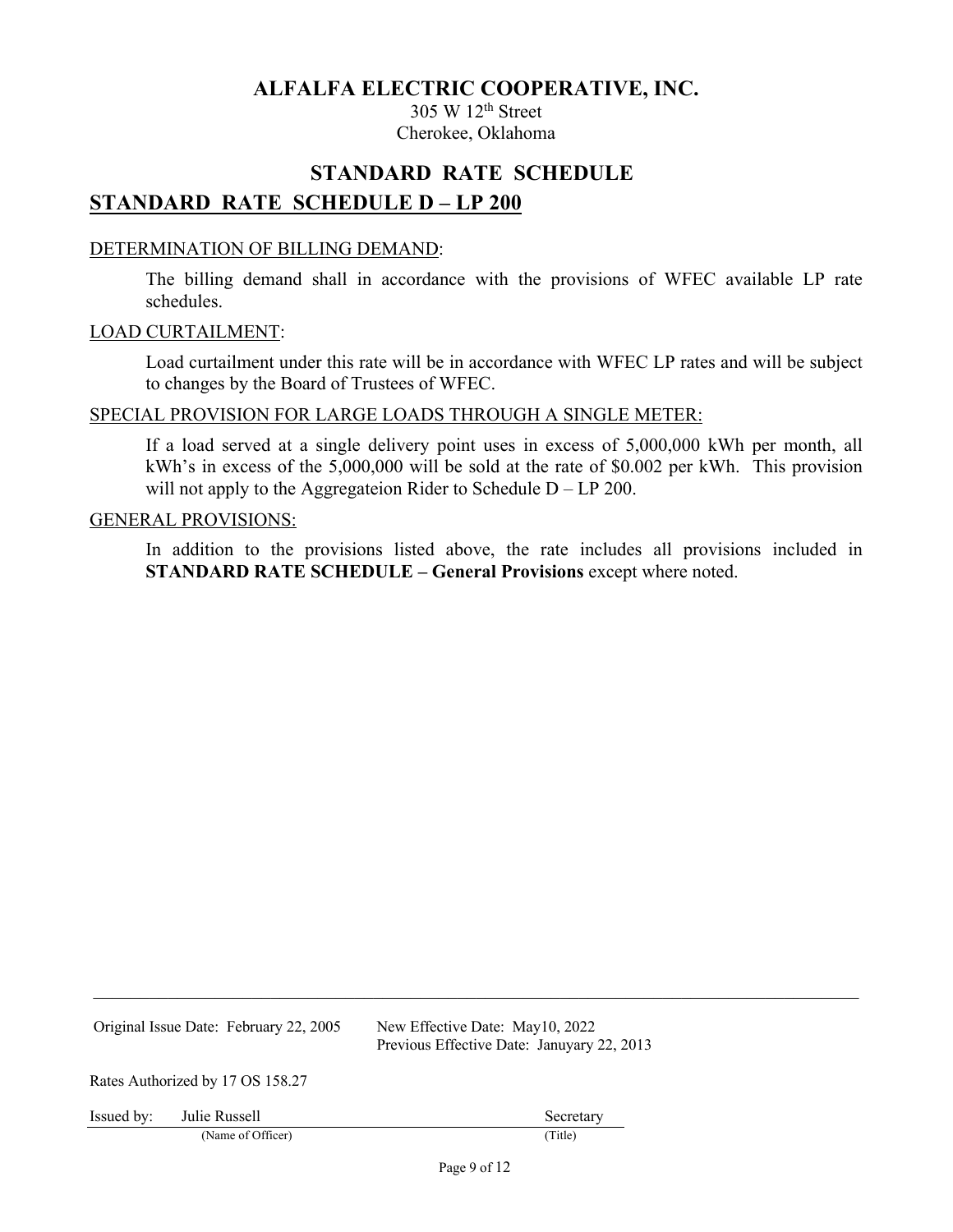# ALFALFA ELECTRIC COOPERATIVE, INC.

305 W 12th Street
Cherokee, Oklahoma

## STANDARD RATE SCHEDULE

## STANDARD RATE SCHEDULE D – LP 200

DETERMINATION OF BILLING DEMAND:

The billing demand shall in accordance with the provisions of WFEC available LP rate schedules.

LOAD CURTAILMENT:

Load curtailment under this rate will be in accordance with WFEC LP rates and will be subject to changes by the Board of Trustees of WFEC.

SPECIAL PROVISION FOR LARGE LOADS THROUGH A SINGLE METER:

If a load served at a single delivery point uses in excess of 5,000,000 kWh per month, all kWh's in excess of the 5,000,000 will be sold at the rate of $0.002 per kWh. This provision will not apply to the Aggregateion Rider to Schedule D – LP 200.

GENERAL PROVISIONS:

In addition to the provisions listed above, the rate includes all provisions included in **STANDARD RATE SCHEDULE – General Provisions** except where noted.

---

Original Issue Date: February 22, 2005

New Effective Date: May10, 2022
Previous Effective Date: Januyary 22, 2013

Rates Authorized by 17 OS 158.27

Issued by: Julie Russell (Name of Officer) — Secretary (Title)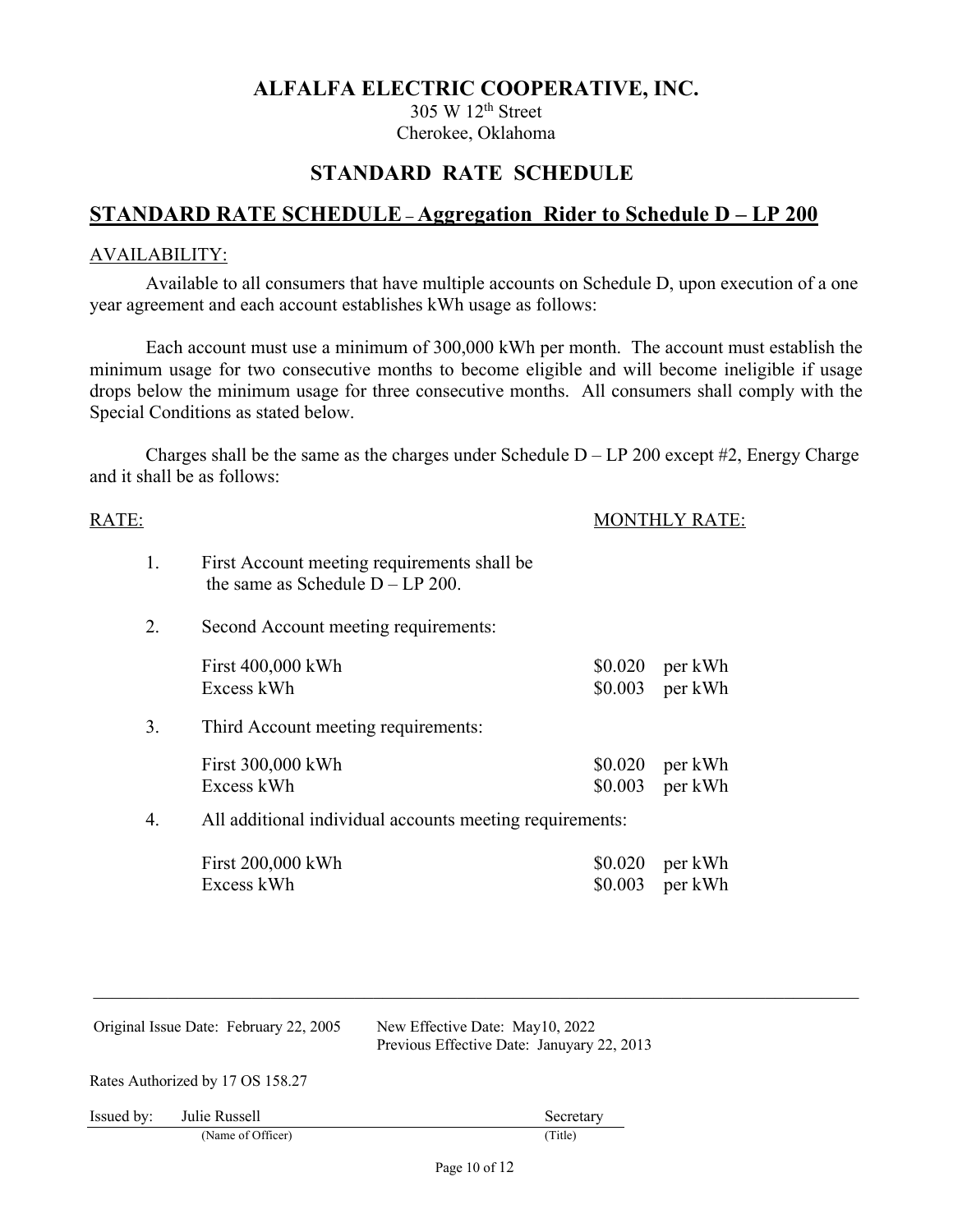# ALFALFA ELECTRIC COOPERATIVE, INC.

305 W 12th Street
Cherokee, Oklahoma

## STANDARD RATE SCHEDULE

## STANDARD RATE SCHEDULE – Aggregation Rider to Schedule D – LP 200

AVAILABILITY:

Available to all consumers that have multiple accounts on Schedule D, upon execution of a one year agreement and each account establishes kWh usage as follows:

Each account must use a minimum of 300,000 kWh per month. The account must establish the minimum usage for two consecutive months to become eligible and will become ineligible if usage drops below the minimum usage for three consecutive months. All consumers shall comply with the Special Conditions as stated below.

Charges shall be the same as the charges under Schedule D – LP 200 except #2, Energy Charge and it shall be as follows:

RATE: MONTHLY RATE:

1. First Account meeting requirements shall be the same as Schedule D – LP 200.

2. Second Account meeting requirements:

| | | |
|---|---|---|
| First 400,000 kWh | $0.020 | per kWh |
| Excess kWh | $0.003 | per kWh |

3. Third Account meeting requirements:

| | | |
|---|---|---|
| First 300,000 kWh | $0.020 | per kWh |
| Excess kWh | $0.003 | per kWh |

4. All additional individual accounts meeting requirements:

| | | |
|---|---|---|
| First 200,000 kWh | $0.020 | per kWh |
| Excess kWh | $0.003 | per kWh |

---

Original Issue Date: February 22, 2005 New Effective Date: May10, 2022
Previous Effective Date: Januyary 22, 2013

Rates Authorized by 17 OS 158.27

Issued by: Julie Russell (Name of Officer) Secretary (Title)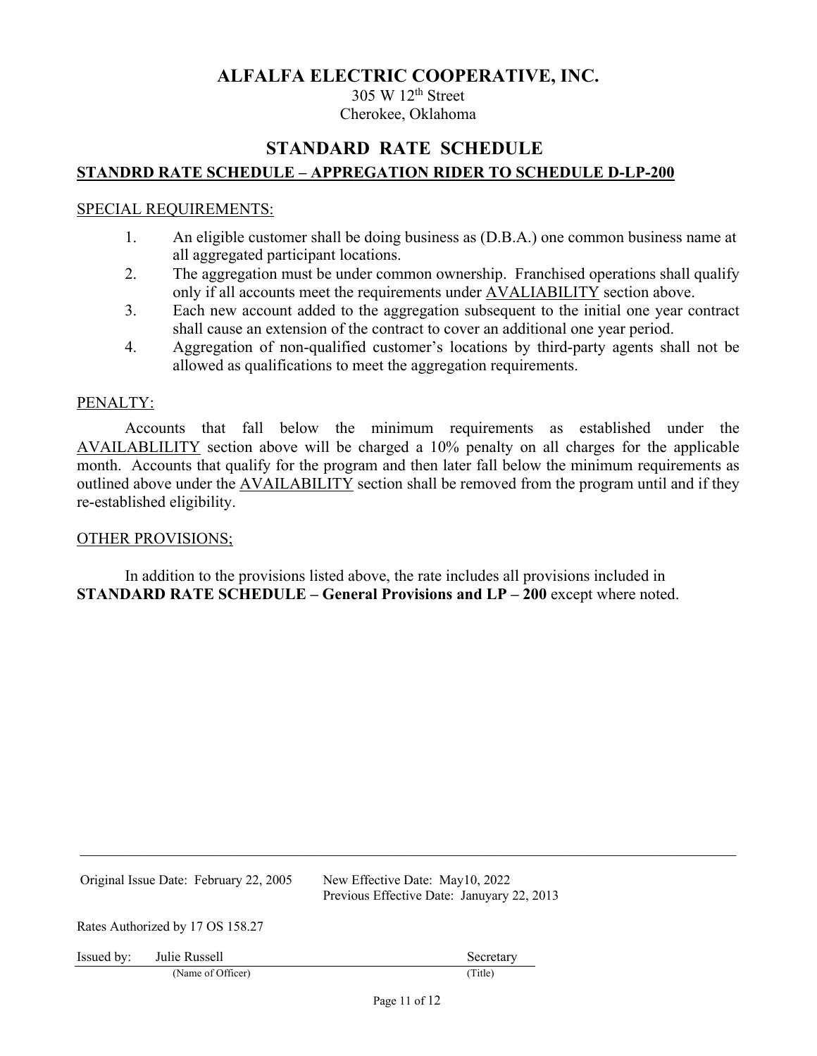# ALFALFA ELECTRIC COOPERATIVE, INC.

305 W 12th Street
Cherokee, Oklahoma

## STANDARD RATE SCHEDULE

**STANDRD RATE SCHEDULE – APPREGATION RIDER TO SCHEDULE D-LP-200**

SPECIAL REQUIREMENTS:

1. An eligible customer shall be doing business as (D.B.A.) one common business name at all aggregated participant locations.
2. The aggregation must be under common ownership. Franchised operations shall qualify only if all accounts meet the requirements under AVALIABILITY section above.
3. Each new account added to the aggregation subsequent to the initial one year contract shall cause an extension of the contract to cover an additional one year period.
4. Aggregation of non-qualified customer's locations by third-party agents shall not be allowed as qualifications to meet the aggregation requirements.

PENALTY:

Accounts that fall below the minimum requirements as established under the AVAILABLILITY section above will be charged a 10% penalty on all charges for the applicable month. Accounts that qualify for the program and then later fall below the minimum requirements as outlined above under the AVAILABILITY section shall be removed from the program until and if they re-established eligibility.

OTHER PROVISIONS;

In addition to the provisions listed above, the rate includes all provisions included in **STANDARD RATE SCHEDULE – General Provisions and LP – 200** except where noted.

Original Issue Date: February 22, 2005 New Effective Date: May10, 2022
Previous Effective Date: Januyary 22, 2013

Rates Authorized by 17 OS 158.27

Issued by: Julie Russell (Name of Officer) Secretary (Title)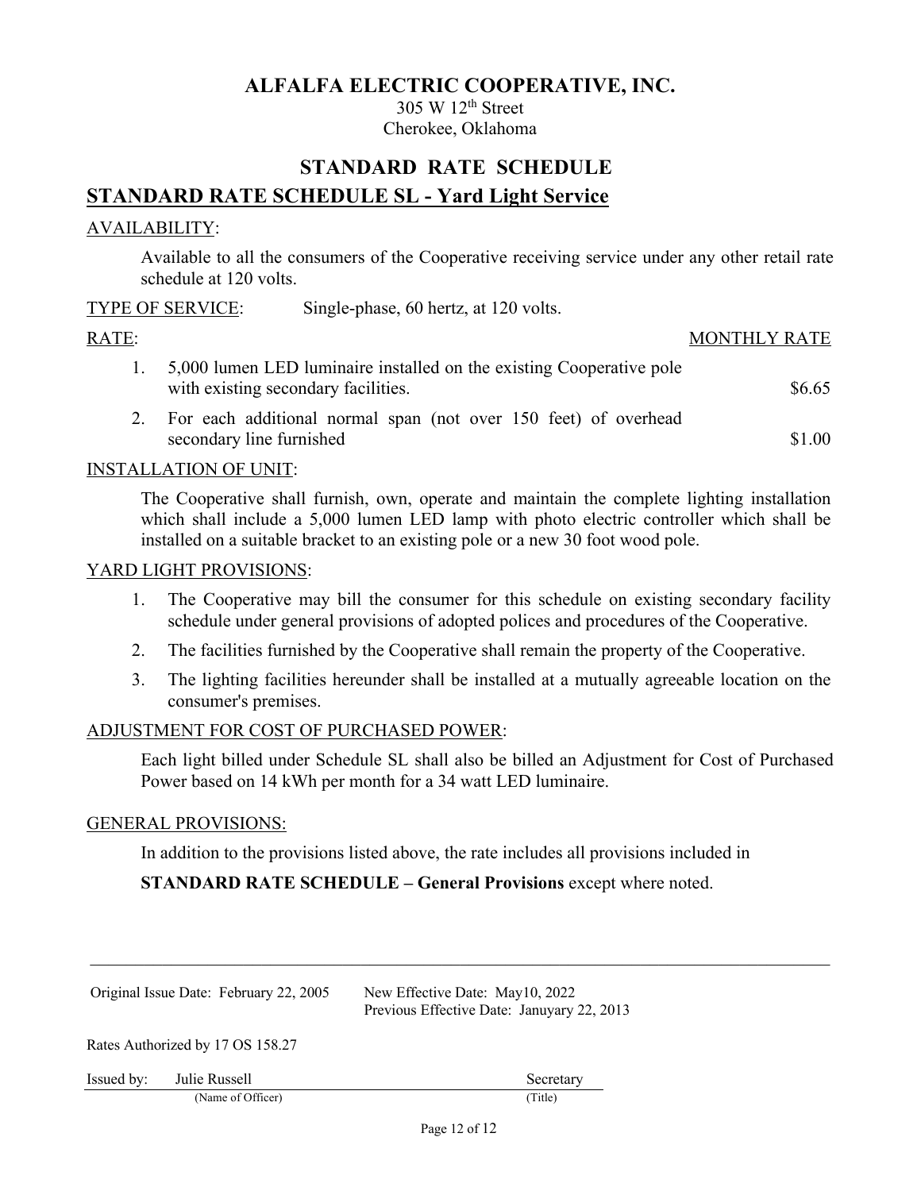# ALFALFA ELECTRIC COOPERATIVE, INC.

305 W 12th Street
Cherokee, Oklahoma

## STANDARD RATE SCHEDULE

## STANDARD RATE SCHEDULE SL - Yard Light Service

AVAILABILITY:

Available to all the consumers of the Cooperative receiving service under any other retail rate schedule at 120 volts.

TYPE OF SERVICE: Single-phase, 60 hertz, at 120 volts.

RATE:

| | | MONTHLY RATE |
|---|---|---|
| 1. | 5,000 lumen LED luminaire installed on the existing Cooperative pole with existing secondary facilities. | $6.65 |
| 2. | For each additional normal span (not over 150 feet) of overhead secondary line furnished | $1.00 |

INSTALLATION OF UNIT:

The Cooperative shall furnish, own, operate and maintain the complete lighting installation which shall include a 5,000 lumen LED lamp with photo electric controller which shall be installed on a suitable bracket to an existing pole or a new 30 foot wood pole.

YARD LIGHT PROVISIONS:

1. The Cooperative may bill the consumer for this schedule on existing secondary facility schedule under general provisions of adopted polices and procedures of the Cooperative.
2. The facilities furnished by the Cooperative shall remain the property of the Cooperative.
3. The lighting facilities hereunder shall be installed at a mutually agreeable location on the consumer's premises.

ADJUSTMENT FOR COST OF PURCHASED POWER:

Each light billed under Schedule SL shall also be billed an Adjustment for Cost of Purchased Power based on 14 kWh per month for a 34 watt LED luminaire.

GENERAL PROVISIONS:

In addition to the provisions listed above, the rate includes all provisions included in

**STANDARD RATE SCHEDULE – General Provisions** except where noted.

---

Original Issue Date: February 22, 2005 New Effective Date: May10, 2022
Previous Effective Date: Januyary 22, 2013

Rates Authorized by 17 OS 158.27

Issued by: Julie Russell (Name of Officer) Secretary (Title)